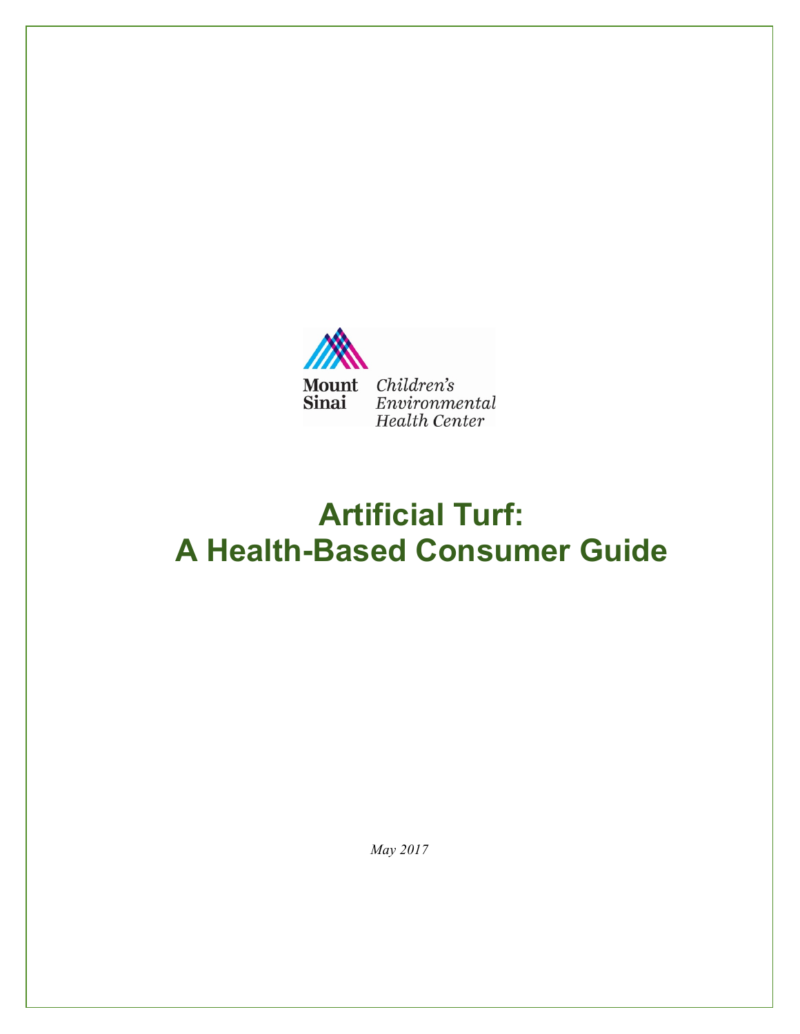Mount Sinai Children's Environmental Health Center

# Artificial Turf: A Health-Based Consumer Guide

*May 2017*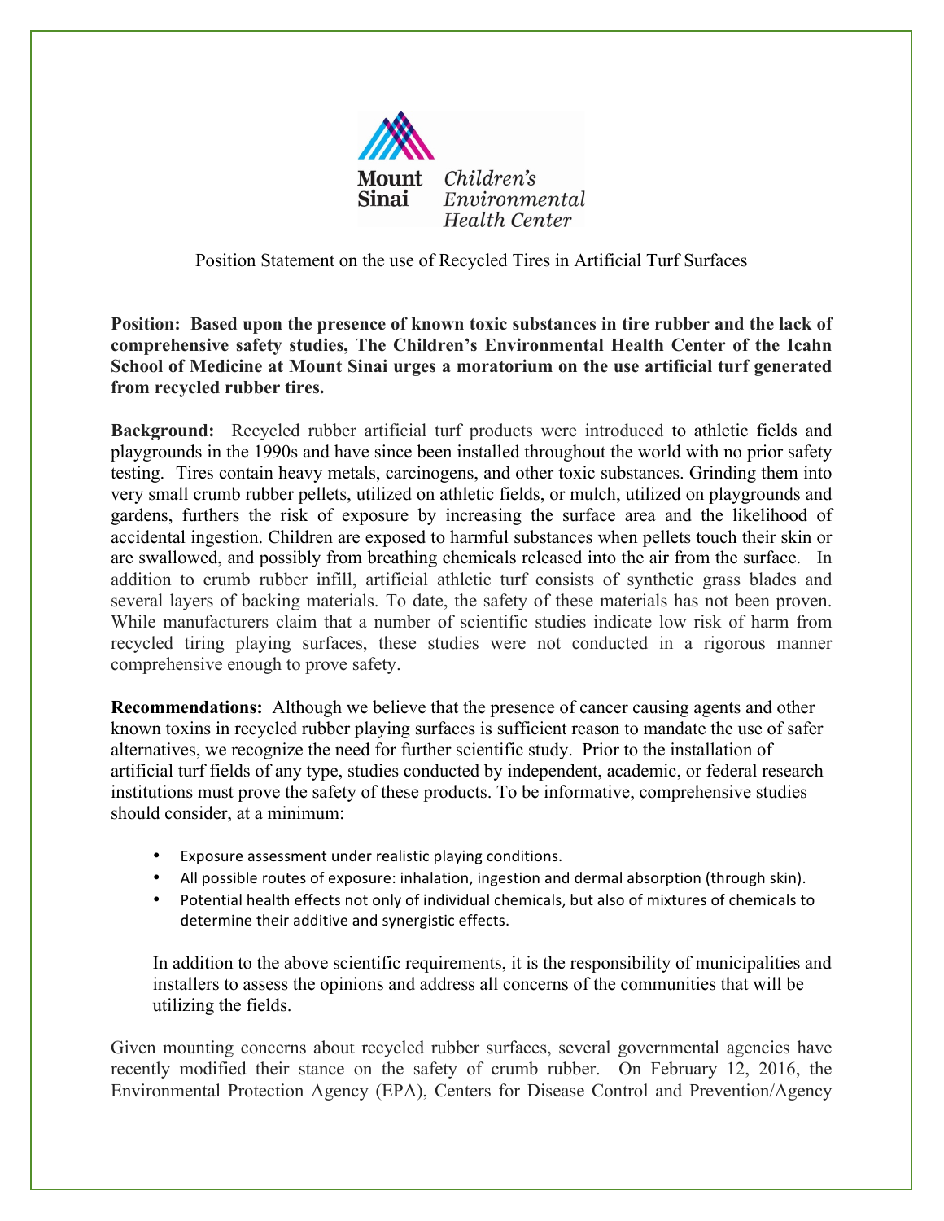Mount Sinai Children's Environmental Health Center

Position Statement on the use of Recycled Tires in Artificial Turf Surfaces

**Position: Based upon the presence of known toxic substances in tire rubber and the lack of comprehensive safety studies, The Children's Environmental Health Center of the Icahn School of Medicine at Mount Sinai urges a moratorium on the use artificial turf generated from recycled rubber tires.**

**Background:** Recycled rubber artificial turf products were introduced to athletic fields and playgrounds in the 1990s and have since been installed throughout the world with no prior safety testing. Tires contain heavy metals, carcinogens, and other toxic substances. Grinding them into very small crumb rubber pellets, utilized on athletic fields, or mulch, utilized on playgrounds and gardens, furthers the risk of exposure by increasing the surface area and the likelihood of accidental ingestion. Children are exposed to harmful substances when pellets touch their skin or are swallowed, and possibly from breathing chemicals released into the air from the surface. In addition to crumb rubber infill, artificial athletic turf consists of synthetic grass blades and several layers of backing materials. To date, the safety of these materials has not been proven. While manufacturers claim that a number of scientific studies indicate low risk of harm from recycled tiring playing surfaces, these studies were not conducted in a rigorous manner comprehensive enough to prove safety.

**Recommendations:** Although we believe that the presence of cancer causing agents and other known toxins in recycled rubber playing surfaces is sufficient reason to mandate the use of safer alternatives, we recognize the need for further scientific study. Prior to the installation of artificial turf fields of any type, studies conducted by independent, academic, or federal research institutions must prove the safety of these products. To be informative, comprehensive studies should consider, at a minimum:

- Exposure assessment under realistic playing conditions.
- All possible routes of exposure: inhalation, ingestion and dermal absorption (through skin).
- Potential health effects not only of individual chemicals, but also of mixtures of chemicals to determine their additive and synergistic effects.

In addition to the above scientific requirements, it is the responsibility of municipalities and installers to assess the opinions and address all concerns of the communities that will be utilizing the fields.

Given mounting concerns about recycled rubber surfaces, several governmental agencies have recently modified their stance on the safety of crumb rubber. On February 12, 2016, the Environmental Protection Agency (EPA), Centers for Disease Control and Prevention/Agency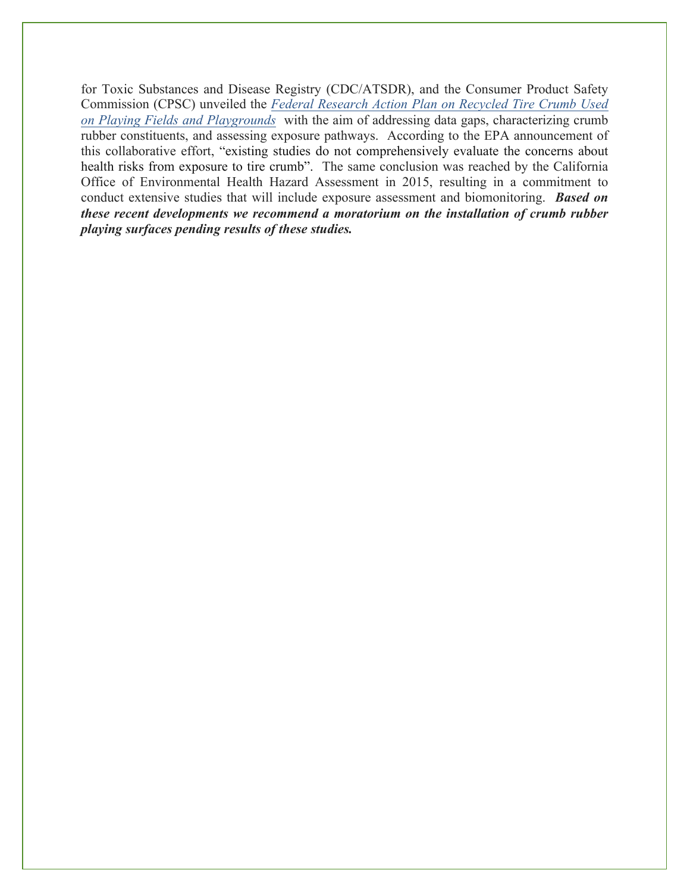for Toxic Substances and Disease Registry (CDC/ATSDR), and the Consumer Product Safety Commission (CPSC) unveiled the *Federal Research Action Plan on Recycled Tire Crumb Used on Playing Fields and Playgrounds* with the aim of addressing data gaps, characterizing crumb rubber constituents, and assessing exposure pathways. According to the EPA announcement of this collaborative effort, "existing studies do not comprehensively evaluate the concerns about health risks from exposure to tire crumb". The same conclusion was reached by the California Office of Environmental Health Hazard Assessment in 2015, resulting in a commitment to conduct extensive studies that will include exposure assessment and biomonitoring. ***Based on these recent developments we recommend a moratorium on the installation of crumb rubber playing surfaces pending results of these studies.***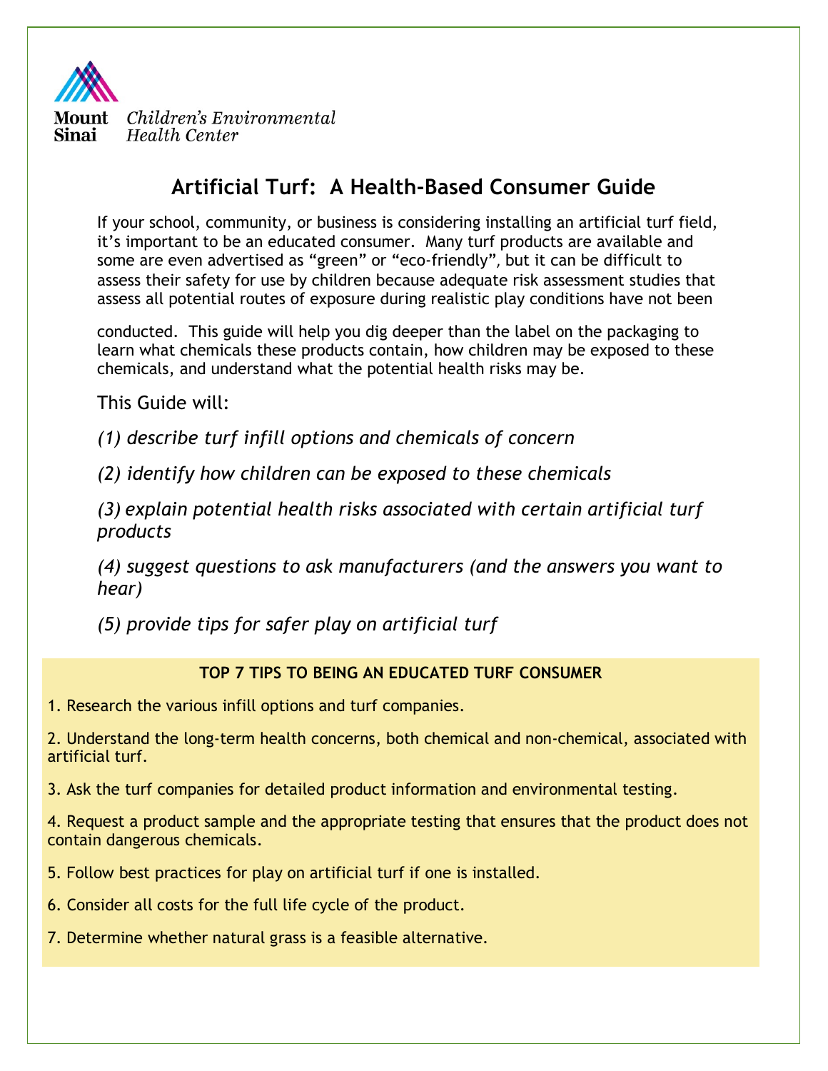Mount Sinai Children's Environmental Health Center

# Artificial Turf: A Health-Based Consumer Guide

If your school, community, or business is considering installing an artificial turf field, it's important to be an educated consumer. Many turf products are available and some are even advertised as "green" or "eco-friendly", but it can be difficult to assess their safety for use by children because adequate risk assessment studies that assess all potential routes of exposure during realistic play conditions have not been conducted. This guide will help you dig deeper than the label on the packaging to learn what chemicals these products contain, how children may be exposed to these chemicals, and understand what the potential health risks may be.

This Guide will:

*(1) describe turf infill options and chemicals of concern*

*(2) identify how children can be exposed to these chemicals*

*(3) explain potential health risks associated with certain artificial turf products*

*(4) suggest questions to ask manufacturers (and the answers you want to hear)*

*(5) provide tips for safer play on artificial turf*

**TOP 7 TIPS TO BEING AN EDUCATED TURF CONSUMER**

1. Research the various infill options and turf companies.
2. Understand the long-term health concerns, both chemical and non-chemical, associated with artificial turf.
3. Ask the turf companies for detailed product information and environmental testing.
4. Request a product sample and the appropriate testing that ensures that the product does not contain dangerous chemicals.
5. Follow best practices for play on artificial turf if one is installed.
6. Consider all costs for the full life cycle of the product.
7. Determine whether natural grass is a feasible alternative.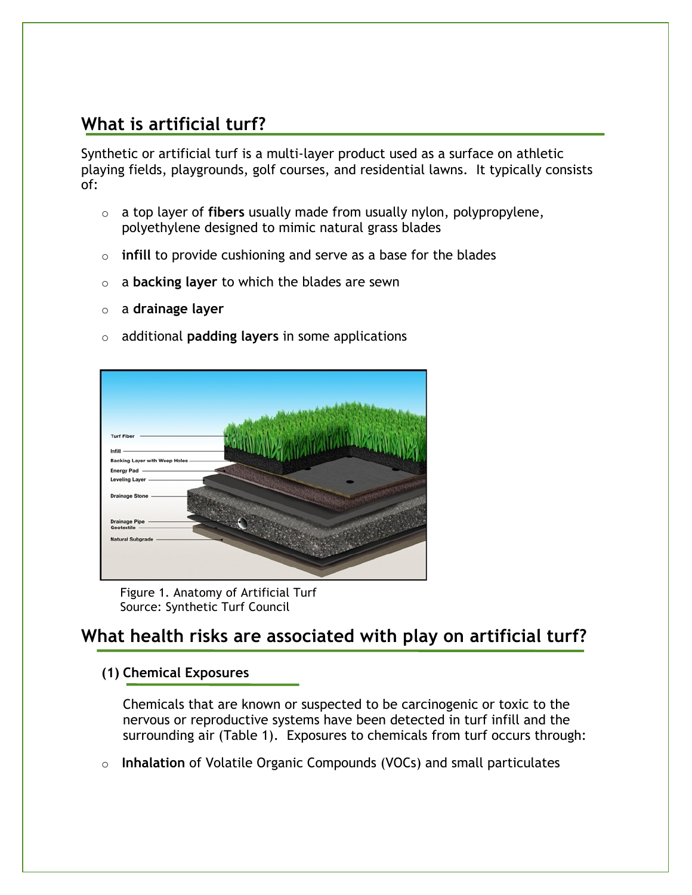## What is artificial turf?

Synthetic or artificial turf is a multi-layer product used as a surface on athletic playing fields, playgrounds, golf courses, and residential lawns. It typically consists of:

- a top layer of **fibers** usually made from usually nylon, polypropylene, polyethylene designed to mimic natural grass blades
- **infill** to provide cushioning and serve as a base for the blades
- a **backing layer** to which the blades are sewn
- a **drainage layer**
- additional **padding layers** in some applications

Figure 1. Anatomy of Artificial Turf
Source: Synthetic Turf Council

## What health risks are associated with play on artificial turf?

### (1) Chemical Exposures

Chemicals that are known or suspected to be carcinogenic or toxic to the nervous or reproductive systems have been detected in turf infill and the surrounding air (Table 1). Exposures to chemicals from turf occurs through:

- **Inhalation** of Volatile Organic Compounds (VOCs) and small particulates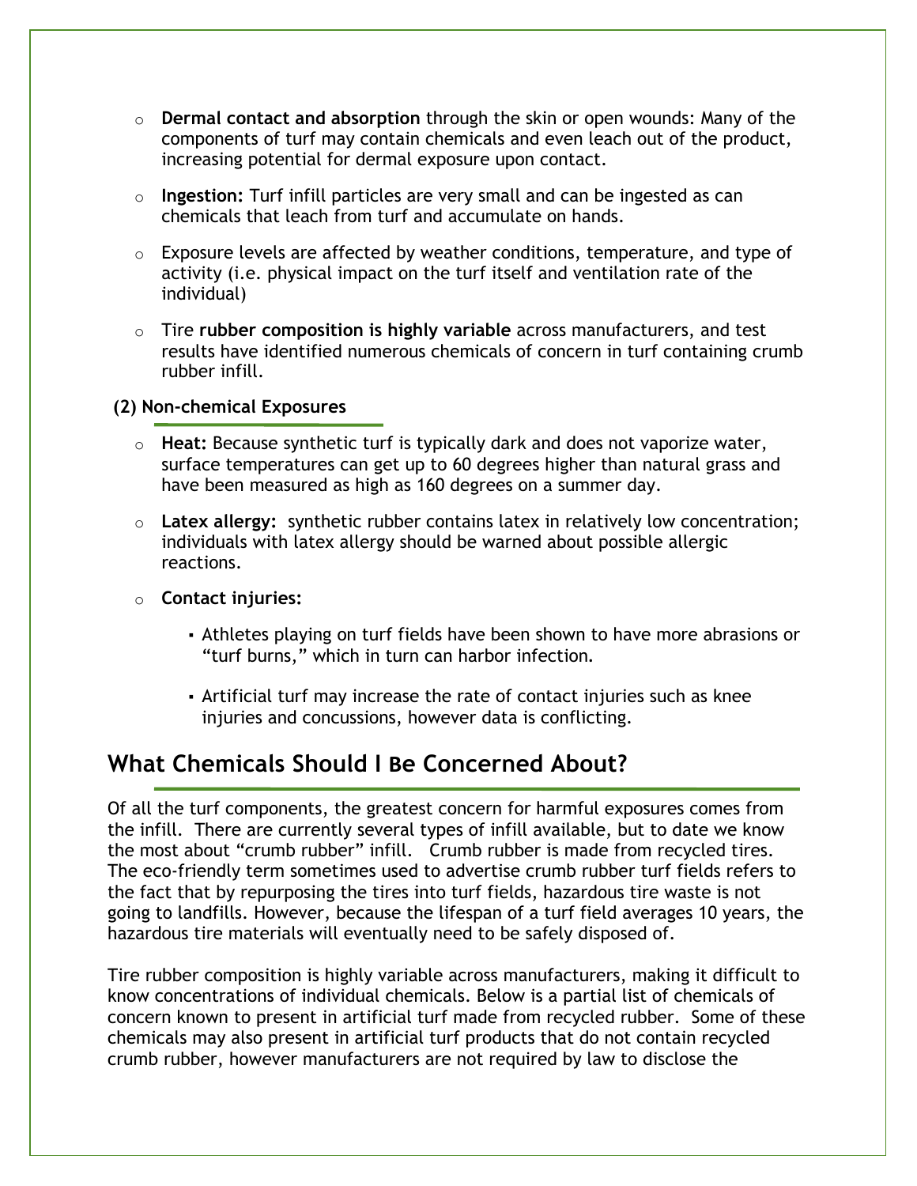- **Dermal contact and absorption** through the skin or open wounds: Many of the components of turf may contain chemicals and even leach out of the product, increasing potential for dermal exposure upon contact.
- **Ingestion:** Turf infill particles are very small and can be ingested as can chemicals that leach from turf and accumulate on hands.
- Exposure levels are affected by weather conditions, temperature, and type of activity (i.e. physical impact on the turf itself and ventilation rate of the individual)
- Tire **rubber composition is highly variable** across manufacturers, and test results have identified numerous chemicals of concern in turf containing crumb rubber infill.

**(2) Non-chemical Exposures**

- **Heat:** Because synthetic turf is typically dark and does not vaporize water, surface temperatures can get up to 60 degrees higher than natural grass and have been measured as high as 160 degrees on a summer day.
- **Latex allergy:** synthetic rubber contains latex in relatively low concentration; individuals with latex allergy should be warned about possible allergic reactions.
- **Contact injuries:**
  - Athletes playing on turf fields have been shown to have more abrasions or "turf burns," which in turn can harbor infection.
  - Artificial turf may increase the rate of contact injuries such as knee injuries and concussions, however data is conflicting.

## What Chemicals Should I Be Concerned About?

Of all the turf components, the greatest concern for harmful exposures comes from the infill. There are currently several types of infill available, but to date we know the most about "crumb rubber" infill. Crumb rubber is made from recycled tires. The eco-friendly term sometimes used to advertise crumb rubber turf fields refers to the fact that by repurposing the tires into turf fields, hazardous tire waste is not going to landfills. However, because the lifespan of a turf field averages 10 years, the hazardous tire materials will eventually need to be safely disposed of.

Tire rubber composition is highly variable across manufacturers, making it difficult to know concentrations of individual chemicals. Below is a partial list of chemicals of concern known to present in artificial turf made from recycled rubber. Some of these chemicals may also present in artificial turf products that do not contain recycled crumb rubber, however manufacturers are not required by law to disclose the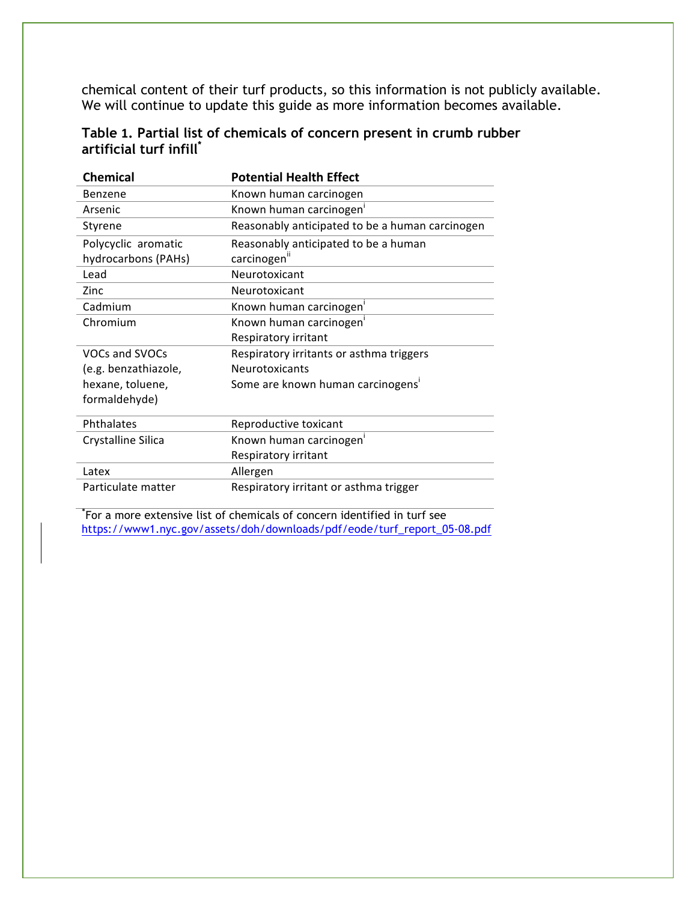chemical content of their turf products, so this information is not publicly available. We will continue to update this guide as more information becomes available.

**Table 1. Partial list of chemicals of concern present in crumb rubber artificial turf infill[*]**

| Chemical | Potential Health Effect |
|---|---|
| Benzene | Known human carcinogen |
| Arsenic | Known human carcinogen[i] |
| Styrene | Reasonably anticipated to be a human carcinogen |
| Polycyclic aromatic hydrocarbons (PAHs) | Reasonably anticipated to be a human carcinogen[ii] |
| Lead | Neurotoxicant |
| Zinc | Neurotoxicant |
| Cadmium | Known human carcinogen[i] |
| Chromium | Known human carcinogen[i]<br>Respiratory irritant |
| VOCs and SVOCs (e.g. benzathiazole, hexane, toluene, formaldehyde) | Respiratory irritants or asthma triggers<br>Neurotoxicants<br>Some are known human carcinogens[i] |
| Phthalates | Reproductive toxicant |
| Crystalline Silica | Known human carcinogen[i]<br>Respiratory irritant |
| Latex | Allergen |
| Particulate matter | Respiratory irritant or asthma trigger |

[*]For a more extensive list of chemicals of concern identified in turf see https://www1.nyc.gov/assets/doh/downloads/pdf/eode/turf_report_05-08.pdf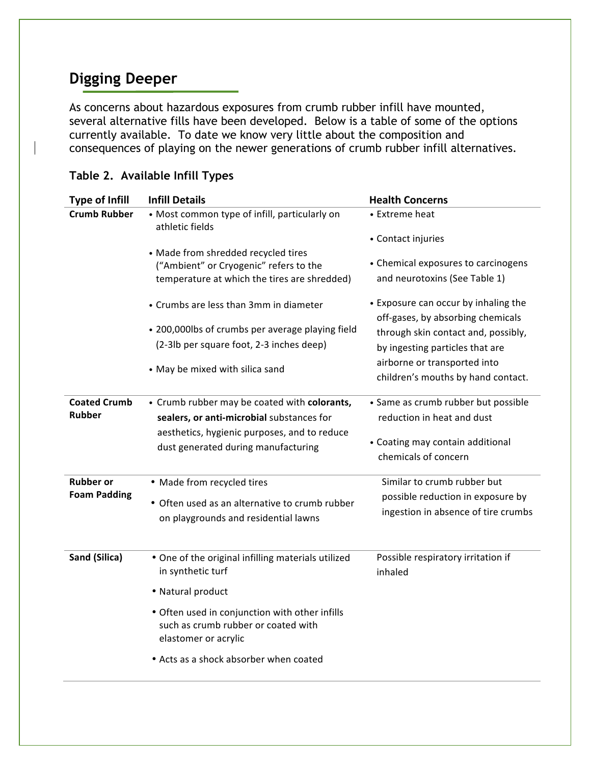## Digging Deeper

As concerns about hazardous exposures from crumb rubber infill have mounted, several alternative fills have been developed. Below is a table of some of the options currently available. To date we know very little about the composition and consequences of playing on the newer generations of crumb rubber infill alternatives.

### Table 2. Available Infill Types

| Type of Infill | Infill Details | Health Concerns |
|---|---|---|
| **Crumb Rubber** | • Most common type of infill, particularly on athletic fields<br>• Made from shredded recycled tires ("Ambient" or Cryogenic" refers to the temperature at which the tires are shredded)<br>• Crumbs are less than 3mm in diameter<br>• 200,000lbs of crumbs per average playing field (2-3lb per square foot, 2-3 inches deep)<br>• May be mixed with silica sand | • Extreme heat<br>• Contact injuries<br>• Chemical exposures to carcinogens and neurotoxins (See Table 1)<br>• Exposure can occur by inhaling the off-gases, by absorbing chemicals through skin contact and, possibly, by ingesting particles that are airborne or transported into children's mouths by hand contact. |
| **Coated Crumb Rubber** | • Crumb rubber may be coated with **colorants, sealers, or anti-microbial** substances for aesthetics, hygienic purposes, and to reduce dust generated during manufacturing | • Same as crumb rubber but possible reduction in heat and dust<br>• Coating may contain additional chemicals of concern |
| **Rubber or Foam Padding** | • Made from recycled tires<br>• Often used as an alternative to crumb rubber on playgrounds and residential lawns | Similar to crumb rubber but possible reduction in exposure by ingestion in absence of tire crumbs |
| **Sand (Silica)** | • One of the original infilling materials utilized in synthetic turf<br>• Natural product<br>• Often used in conjunction with other infills such as crumb rubber or coated with elastomer or acrylic<br>• Acts as a shock absorber when coated | Possible respiratory irritation if inhaled |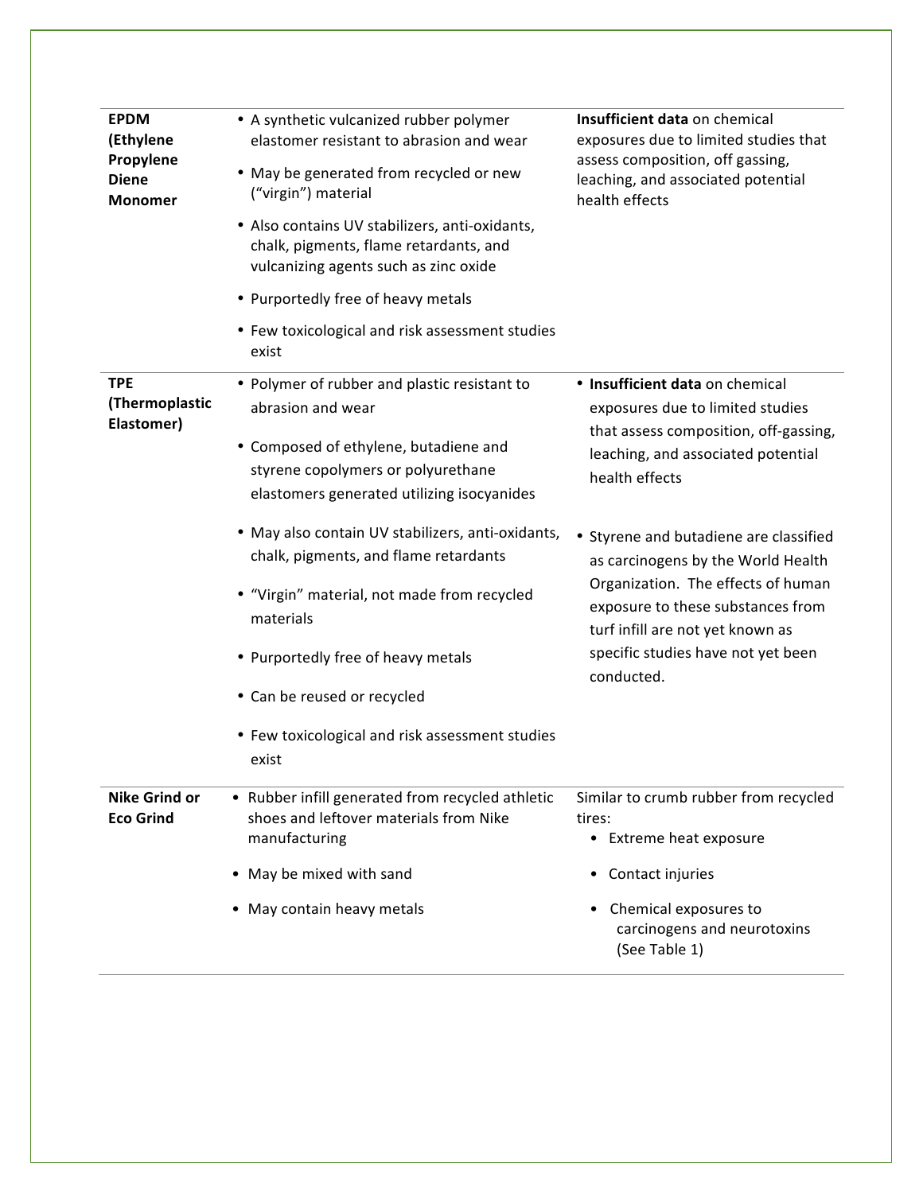| | | |
|---|---|---|
| **EPDM (Ethylene Propylene Diene Monomer** | • A synthetic vulcanized rubber polymer elastomer resistant to abrasion and wear<br>• May be generated from recycled or new ("virgin") material<br>• Also contains UV stabilizers, anti-oxidants, chalk, pigments, flame retardants, and vulcanizing agents such as zinc oxide<br>• Purportedly free of heavy metals<br>• Few toxicological and risk assessment studies exist | **Insufficient data** on chemical exposures due to limited studies that assess composition, off gassing, leaching, and associated potential health effects |
| **TPE (Thermoplastic Elastomer)** | • Polymer of rubber and plastic resistant to abrasion and wear<br>• Composed of ethylene, butadiene and styrene copolymers or polyurethane elastomers generated utilizing isocyanides<br>• May also contain UV stabilizers, anti-oxidants, chalk, pigments, and flame retardants<br>• "Virgin" material, not made from recycled materials<br>• Purportedly free of heavy metals<br>• Can be reused or recycled<br>• Few toxicological and risk assessment studies exist | • **Insufficient data** on chemical exposures due to limited studies that assess composition, off-gassing, leaching, and associated potential health effects<br>• Styrene and butadiene are classified as carcinogens by the World Health Organization. The effects of human exposure to these substances from turf infill are not yet known as specific studies have not yet been conducted. |
| **Nike Grind or Eco Grind** | • Rubber infill generated from recycled athletic shoes and leftover materials from Nike manufacturing<br>• May be mixed with sand<br>• May contain heavy metals | Similar to crumb rubber from recycled tires:<br>• Extreme heat exposure<br>• Contact injuries<br>• Chemical exposures to carcinogens and neurotoxins (See Table 1) |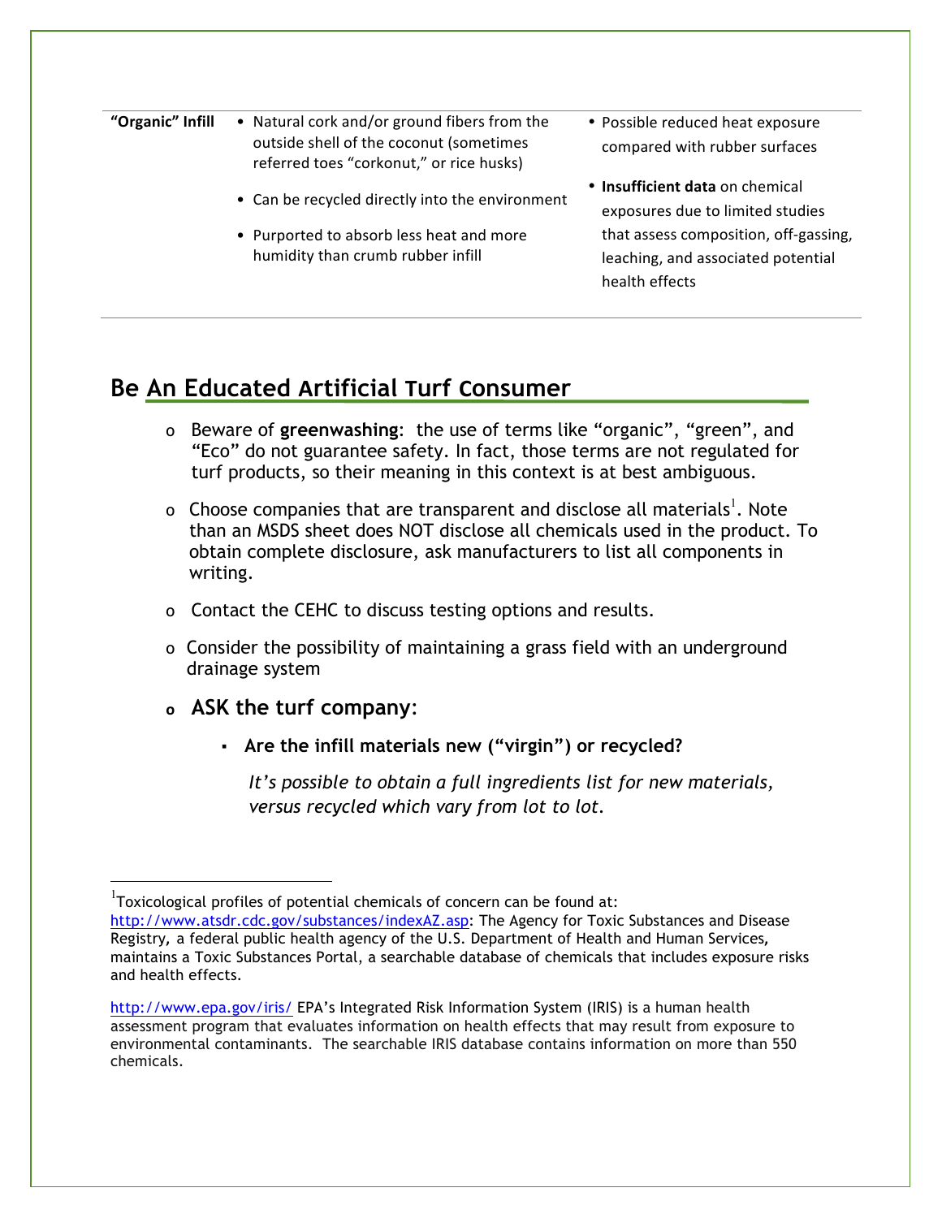| | | |
|---|---|---|
| **"Organic" Infill** | • Natural cork and/or ground fibers from the outside shell of the coconut (sometimes referred toes "corkonut," or rice husks)<br>• Can be recycled directly into the environment<br>• Purported to absorb less heat and more humidity than crumb rubber infill | • Possible reduced heat exposure compared with rubber surfaces<br>• **Insufficient data** on chemical exposures due to limited studies that assess composition, off-gassing, leaching, and associated potential health effects |

## Be An Educated Artificial Turf Consumer

- Beware of **greenwashing**: the use of terms like "organic", "green", and "Eco" do not guarantee safety. In fact, those terms are not regulated for turf products, so their meaning in this context is at best ambiguous.
- Choose companies that are transparent and disclose all materials[1]. Note than an MSDS sheet does NOT disclose all chemicals used in the product. To obtain complete disclosure, ask manufacturers to list all components in writing.
- Contact the CEHC to discuss testing options and results.
- Consider the possibility of maintaining a grass field with an underground drainage system
- **ASK the turf company**:
  - **Are the infill materials new ("virgin") or recycled?**

    *It's possible to obtain a full ingredients list for new materials, versus recycled which vary from lot to lot.*

---

[1]Toxicological profiles of potential chemicals of concern can be found at: http://www.atsdr.cdc.gov/substances/indexAZ.asp: The Agency for Toxic Substances and Disease Registry, a federal public health agency of the U.S. Department of Health and Human Services, maintains a Toxic Substances Portal, a searchable database of chemicals that includes exposure risks and health effects.

http://www.epa.gov/iris/ EPA's Integrated Risk Information System (IRIS) is a human health assessment program that evaluates information on health effects that may result from exposure to environmental contaminants. The searchable IRIS database contains information on more than 550 chemicals.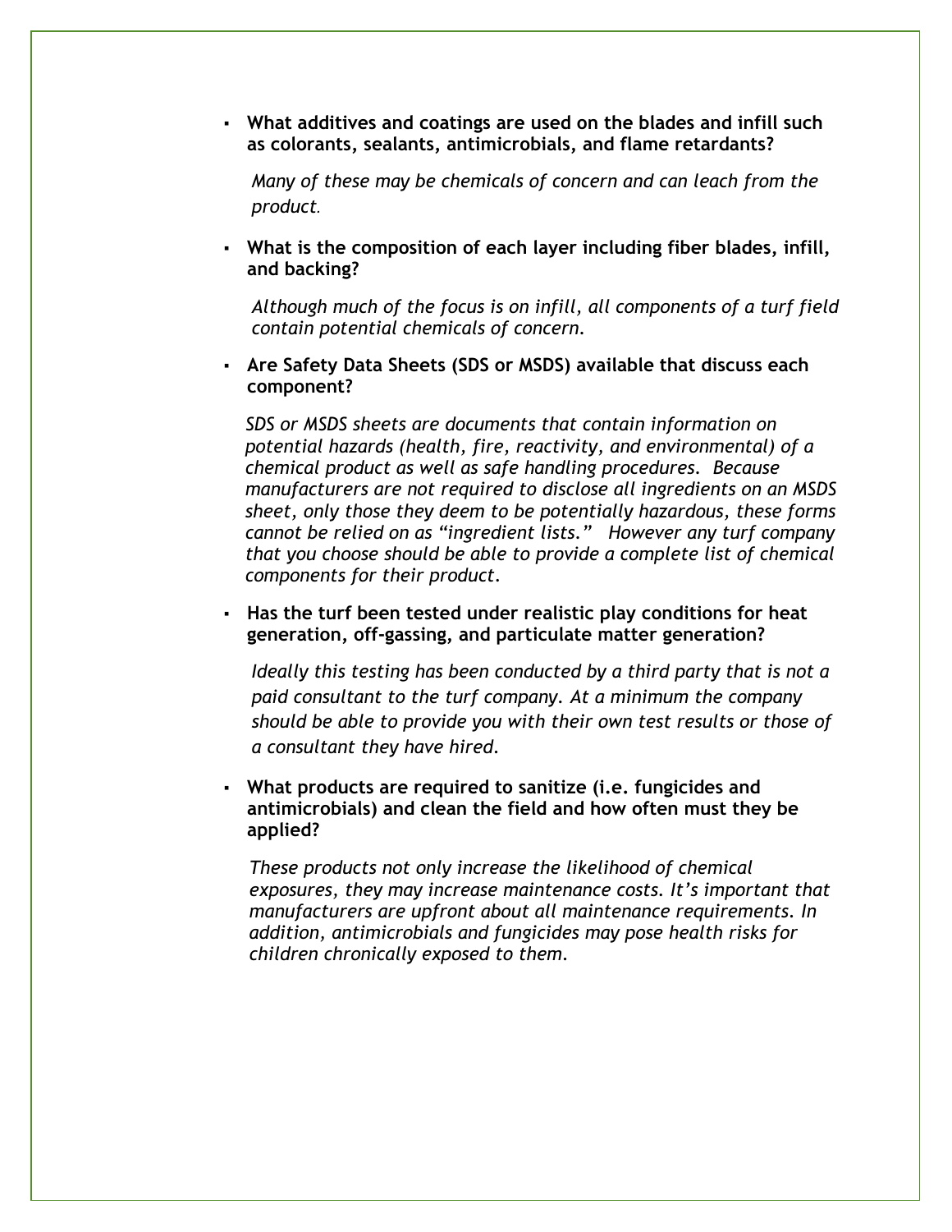- **What additives and coatings are used on the blades and infill such as colorants, sealants, antimicrobials, and flame retardants?**

  *Many of these may be chemicals of concern and can leach from the product.*

- **What is the composition of each layer including fiber blades, infill, and backing?**

  *Although much of the focus is on infill, all components of a turf field contain potential chemicals of concern.*

- **Are Safety Data Sheets (SDS or MSDS) available that discuss each component?**

  *SDS or MSDS sheets are documents that contain information on potential hazards (health, fire, reactivity, and environmental) of a chemical product as well as safe handling procedures. Because manufacturers are not required to disclose all ingredients on an MSDS sheet, only those they deem to be potentially hazardous, these forms cannot be relied on as "ingredient lists." However any turf company that you choose should be able to provide a complete list of chemical components for their product.*

- **Has the turf been tested under realistic play conditions for heat generation, off-gassing, and particulate matter generation?**

  *Ideally this testing has been conducted by a third party that is not a paid consultant to the turf company. At a minimum the company should be able to provide you with their own test results or those of a consultant they have hired.*

- **What products are required to sanitize (i.e. fungicides and antimicrobials) and clean the field and how often must they be applied?**

  *These products not only increase the likelihood of chemical exposures, they may increase maintenance costs. It's important that manufacturers are upfront about all maintenance requirements. In addition, antimicrobials and fungicides may pose health risks for children chronically exposed to them.*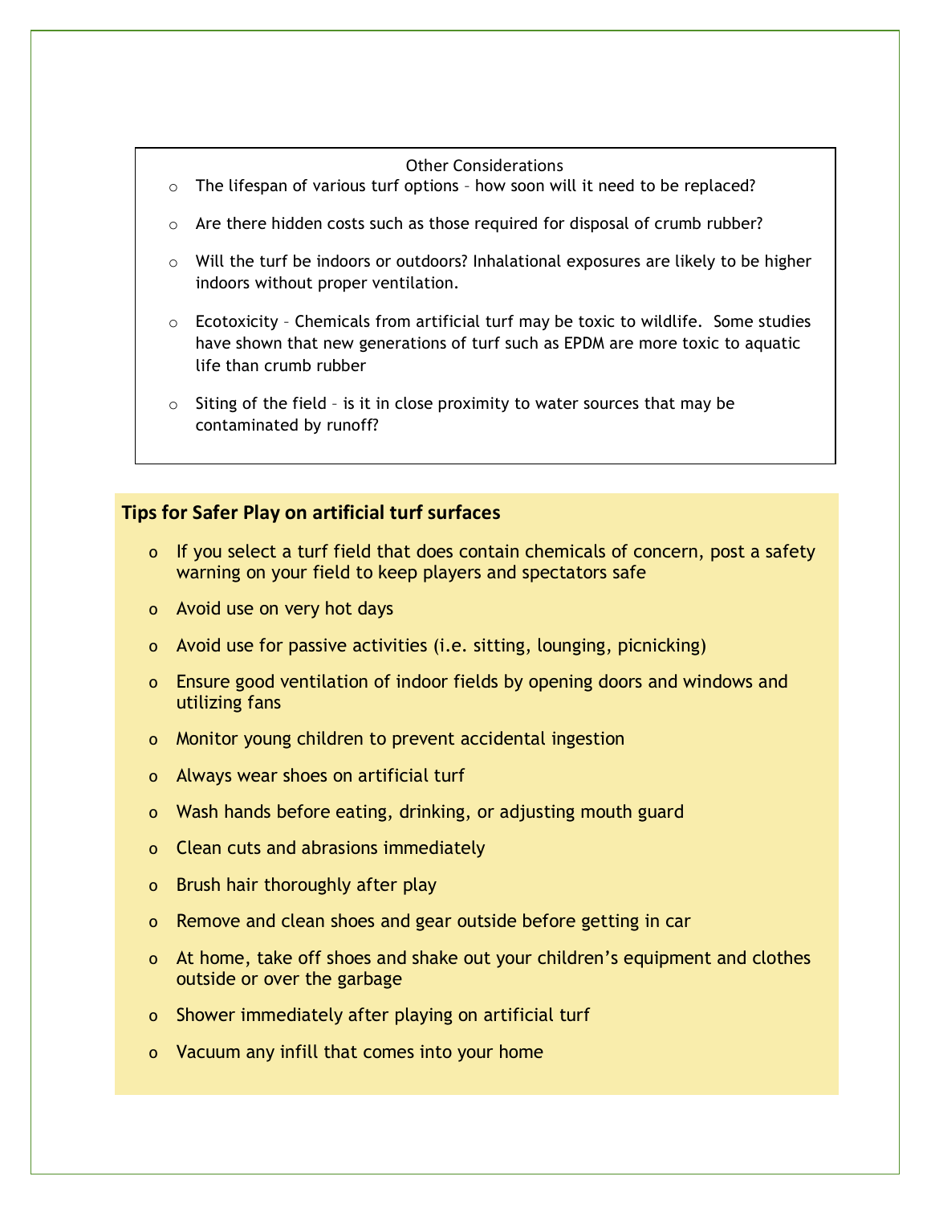### Other Considerations

- The lifespan of various turf options – how soon will it need to be replaced?
- Are there hidden costs such as those required for disposal of crumb rubber?
- Will the turf be indoors or outdoors? Inhalational exposures are likely to be higher indoors without proper ventilation.
- Ecotoxicity – Chemicals from artificial turf may be toxic to wildlife. Some studies have shown that new generations of turf such as EPDM are more toxic to aquatic life than crumb rubber
- Siting of the field – is it in close proximity to water sources that may be contaminated by runoff?

## Tips for Safer Play on artificial turf surfaces

- If you select a turf field that does contain chemicals of concern, post a safety warning on your field to keep players and spectators safe
- Avoid use on very hot days
- Avoid use for passive activities (i.e. sitting, lounging, picnicking)
- Ensure good ventilation of indoor fields by opening doors and windows and utilizing fans
- Monitor young children to prevent accidental ingestion
- Always wear shoes on artificial turf
- Wash hands before eating, drinking, or adjusting mouth guard
- Clean cuts and abrasions immediately
- Brush hair thoroughly after play
- Remove and clean shoes and gear outside before getting in car
- At home, take off shoes and shake out your children's equipment and clothes outside or over the garbage
- Shower immediately after playing on artificial turf
- Vacuum any infill that comes into your home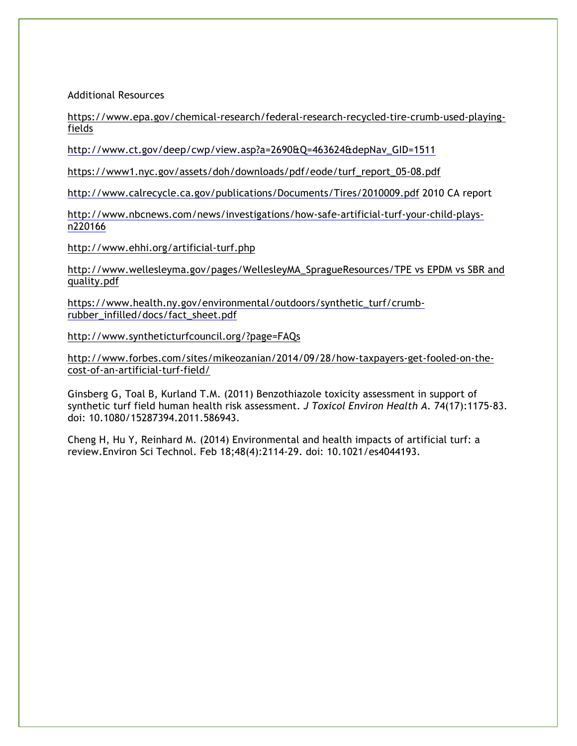Additional Resources

https://www.epa.gov/chemical-research/federal-research-recycled-tire-crumb-used-playing-fields

http://www.ct.gov/deep/cwp/view.asp?a=2690&Q=463624&depNav_GID=1511

https://www1.nyc.gov/assets/doh/downloads/pdf/eode/turf_report_05-08.pdf

http://www.calrecycle.ca.gov/publications/Documents/Tires/2010009.pdf 2010 CA report

http://www.nbcnews.com/news/investigations/how-safe-artificial-turf-your-child-plays-n220166

http://www.ehhi.org/artificial-turf.php

http://www.wellesleyma.gov/pages/WellesleyMA_SpragueResources/TPE vs EPDM vs SBR and quality.pdf

https://www.health.ny.gov/environmental/outdoors/synthetic_turf/crumb-rubber_infilled/docs/fact_sheet.pdf

http://www.syntheticturfcouncil.org/?page=FAQs

http://www.forbes.com/sites/mikeozanian/2014/09/28/how-taxpayers-get-fooled-on-the-cost-of-an-artificial-turf-field/

Ginsberg G, Toal B, Kurland T.M. (2011) Benzothiazole toxicity assessment in support of synthetic turf field human health risk assessment. *J Toxicol Environ Health A*. 74(17):1175-83. doi: 10.1080/15287394.2011.586943.

Cheng H, Hu Y, Reinhard M. (2014) Environmental and health impacts of artificial turf: a review.Environ Sci Technol. Feb 18;48(4):2114-29. doi: 10.1021/es4044193.